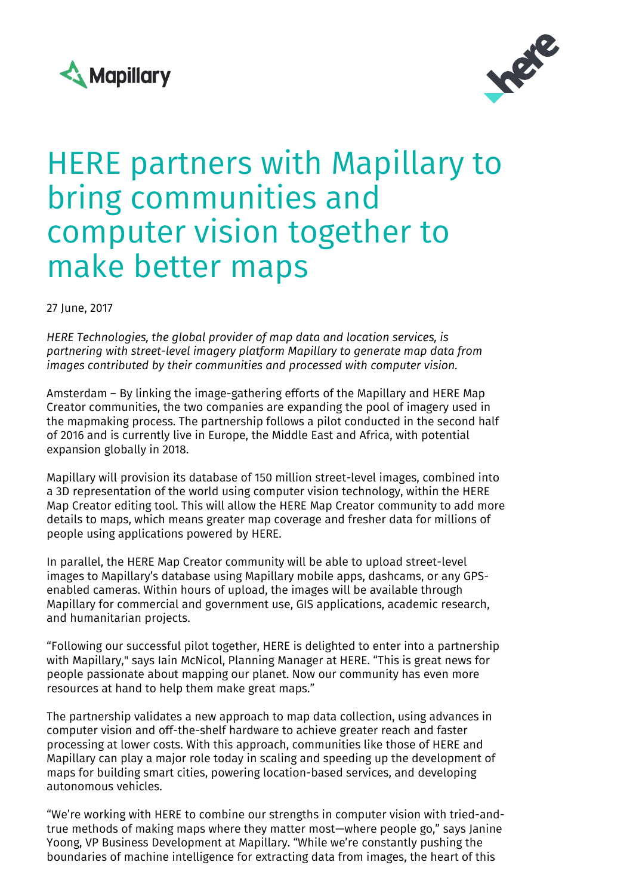Mapillary

here

# HERE partners with Mapillary to bring communities and computer vision together to make better maps

27 June, 2017

*HERE Technologies, the global provider of map data and location services, is partnering with street-level imagery platform Mapillary to generate map data from images contributed by their communities and processed with computer vision.*

Amsterdam – By linking the image-gathering efforts of the Mapillary and HERE Map Creator communities, the two companies are expanding the pool of imagery used in the mapmaking process. The partnership follows a pilot conducted in the second half of 2016 and is currently live in Europe, the Middle East and Africa, with potential expansion globally in 2018.

Mapillary will provision its database of 150 million street-level images, combined into a 3D representation of the world using computer vision technology, within the HERE Map Creator editing tool. This will allow the HERE Map Creator community to add more details to maps, which means greater map coverage and fresher data for millions of people using applications powered by HERE.

In parallel, the HERE Map Creator community will be able to upload street-level images to Mapillary's database using Mapillary mobile apps, dashcams, or any GPS-enabled cameras. Within hours of upload, the images will be available through Mapillary for commercial and government use, GIS applications, academic research, and humanitarian projects.

"Following our successful pilot together, HERE is delighted to enter into a partnership with Mapillary," says Iain McNicol, Planning Manager at HERE. "This is great news for people passionate about mapping our planet. Now our community has even more resources at hand to help them make great maps."

The partnership validates a new approach to map data collection, using advances in computer vision and off-the-shelf hardware to achieve greater reach and faster processing at lower costs. With this approach, communities like those of HERE and Mapillary can play a major role today in scaling and speeding up the development of maps for building smart cities, powering location-based services, and developing autonomous vehicles.

"We're working with HERE to combine our strengths in computer vision with tried-and-true methods of making maps where they matter most—where people go," says Janine Yoong, VP Business Development at Mapillary. "While we're constantly pushing the boundaries of machine intelligence for extracting data from images, the heart of this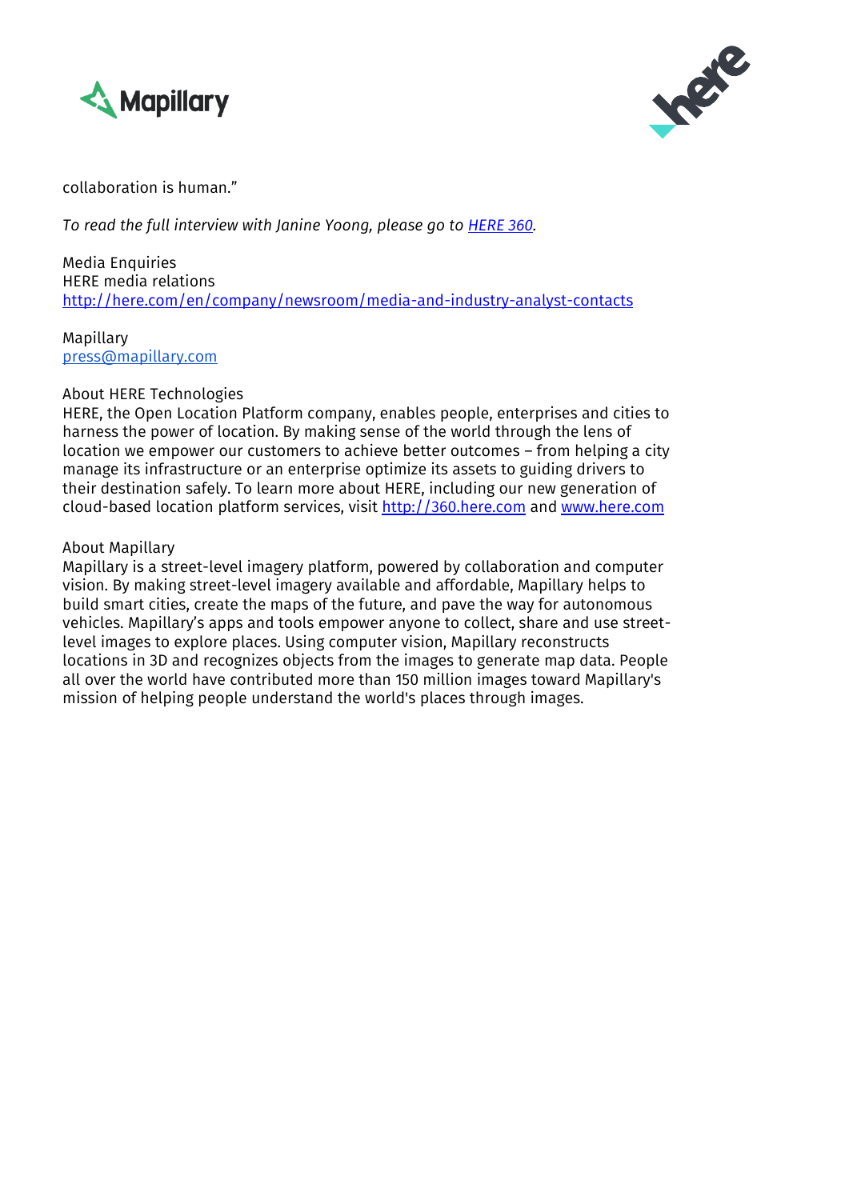collaboration is human."

*To read the full interview with Janine Yoong, please go to [HERE 360](#).*

Media Enquiries
HERE media relations
http://here.com/en/company/newsroom/media-and-industry-analyst-contacts

Mapillary
press@mapillary.com

About HERE Technologies
HERE, the Open Location Platform company, enables people, enterprises and cities to harness the power of location. By making sense of the world through the lens of location we empower our customers to achieve better outcomes – from helping a city manage its infrastructure or an enterprise optimize its assets to guiding drivers to their destination safely. To learn more about HERE, including our new generation of cloud-based location platform services, visit http://360.here.com and www.here.com

About Mapillary
Mapillary is a street-level imagery platform, powered by collaboration and computer vision. By making street-level imagery available and affordable, Mapillary helps to build smart cities, create the maps of the future, and pave the way for autonomous vehicles. Mapillary's apps and tools empower anyone to collect, share and use street-level images to explore places. Using computer vision, Mapillary reconstructs locations in 3D and recognizes objects from the images to generate map data. People all over the world have contributed more than 150 million images toward Mapillary's mission of helping people understand the world's places through images.